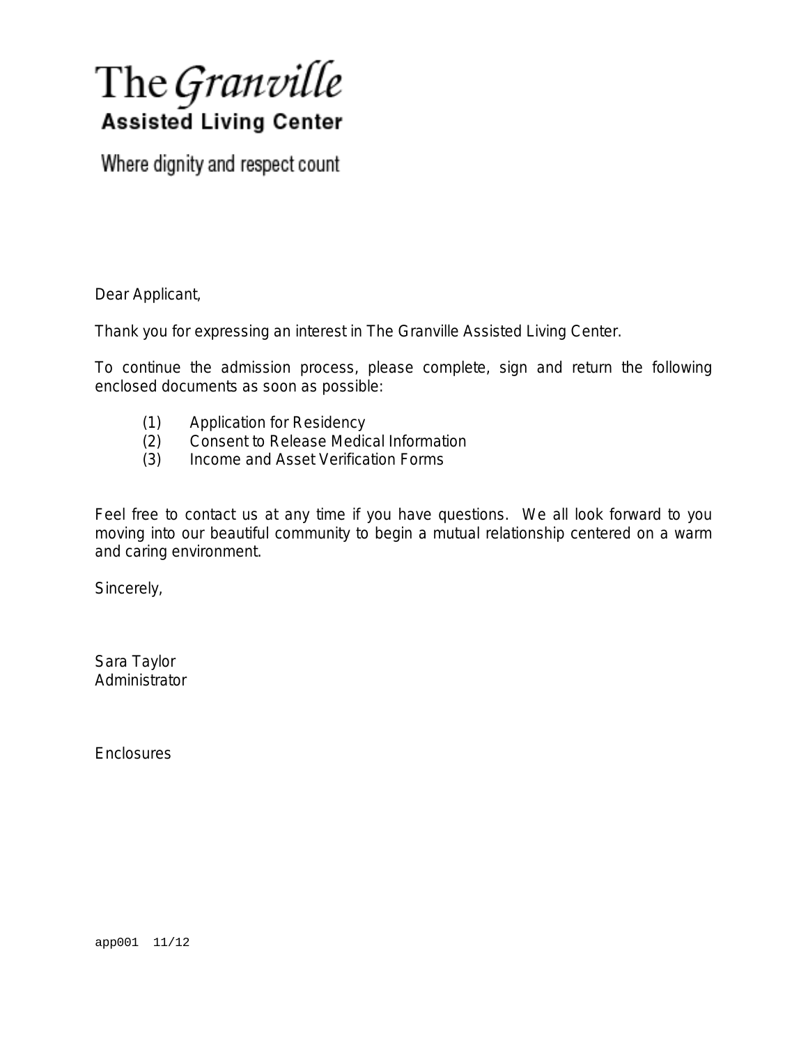# The *Granville*
## Assisted Living Center

Where dignity and respect count

Dear Applicant,

Thank you for expressing an interest in The Granville Assisted Living Center.

To continue the admission process, please complete, sign and return the following enclosed documents as soon as possible:

(1) Application for Residency
(2) Consent to Release Medical Information
(3) Income and Asset Verification Forms

Feel free to contact us at any time if you have questions. We all look forward to you moving into our beautiful community to begin a mutual relationship centered on a warm and caring environment.

Sincerely,

Sara Taylor
Administrator

Enclosures

app001 11/12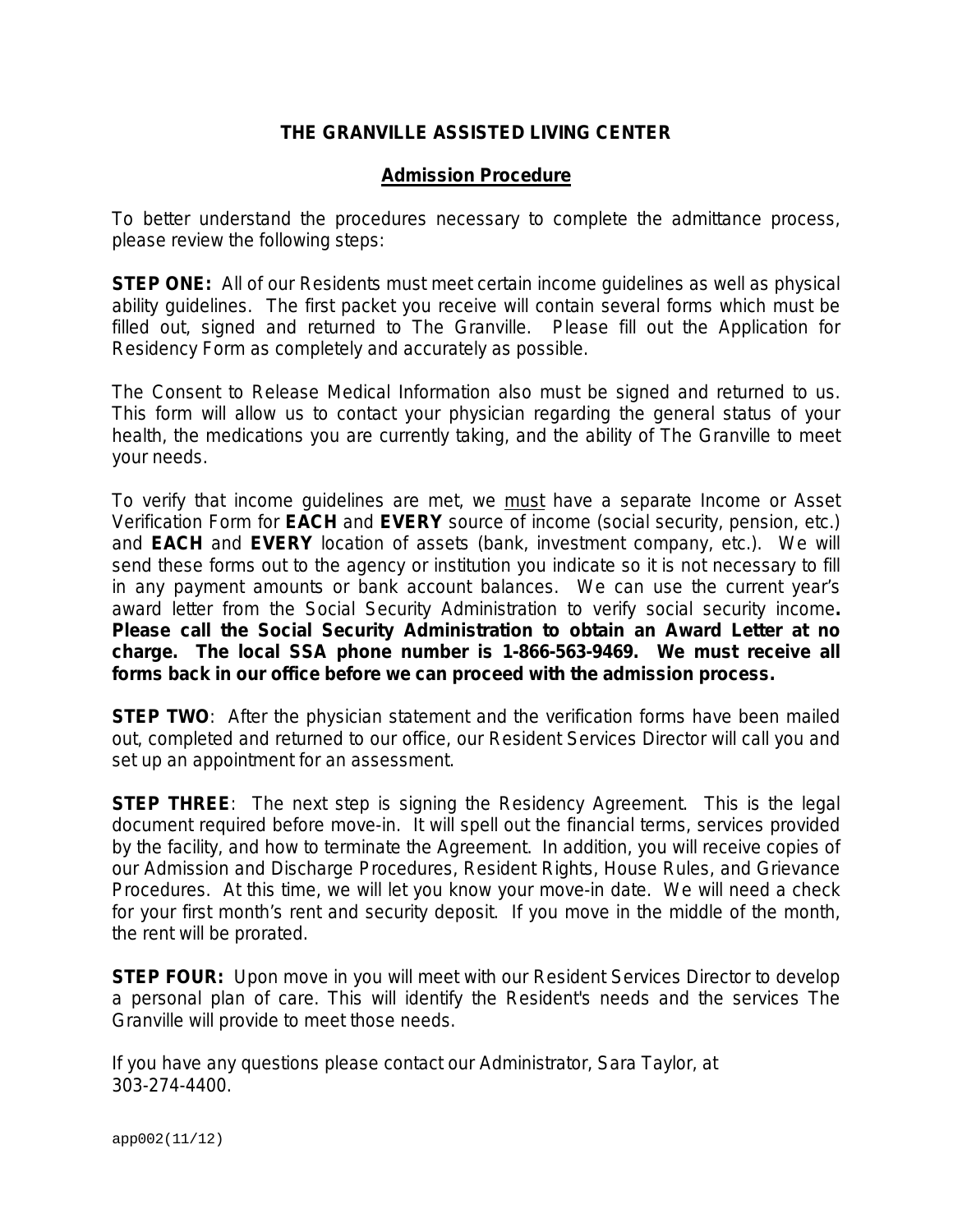# THE GRANVILLE ASSISTED LIVING CENTER

## <u>Admission Procedure</u>

To better understand the procedures necessary to complete the admittance process, please review the following steps:

**STEP ONE:** All of our Residents must meet certain income guidelines as well as physical ability guidelines. The first packet you receive will contain several forms which must be filled out, signed and returned to The Granville. Please fill out the Application for Residency Form as completely and accurately as possible.

The Consent to Release Medical Information also must be signed and returned to us. This form will allow us to contact your physician regarding the general status of your health, the medications you are currently taking, and the ability of The Granville to meet your needs.

To verify that income guidelines are met, we <u>must</u> have a separate Income or Asset Verification Form for **EACH** and **EVERY** source of income (social security, pension, etc.) and **EACH** and **EVERY** location of assets (bank, investment company, etc.). We will send these forms out to the agency or institution you indicate so it is not necessary to fill in any payment amounts or bank account balances. We can use the current year's award letter from the Social Security Administration to verify social security income**. Please call the Social Security Administration to obtain an Award Letter at no charge. The local SSA phone number is 1-866-563-9469. We must receive all forms back in our office before we can proceed with the admission process.**

**STEP TWO**: After the physician statement and the verification forms have been mailed out, completed and returned to our office, our Resident Services Director will call you and set up an appointment for an assessment.

**STEP THREE**: The next step is signing the Residency Agreement. This is the legal document required before move-in. It will spell out the financial terms, services provided by the facility, and how to terminate the Agreement. In addition, you will receive copies of our Admission and Discharge Procedures, Resident Rights, House Rules, and Grievance Procedures. At this time, we will let you know your move-in date. We will need a check for your first month's rent and security deposit. If you move in the middle of the month, the rent will be prorated.

**STEP FOUR:** Upon move in you will meet with our Resident Services Director to develop a personal plan of care. This will identify the Resident's needs and the services The Granville will provide to meet those needs.

If you have any questions please contact our Administrator, Sara Taylor, at 303-274-4400.

app002(11/12)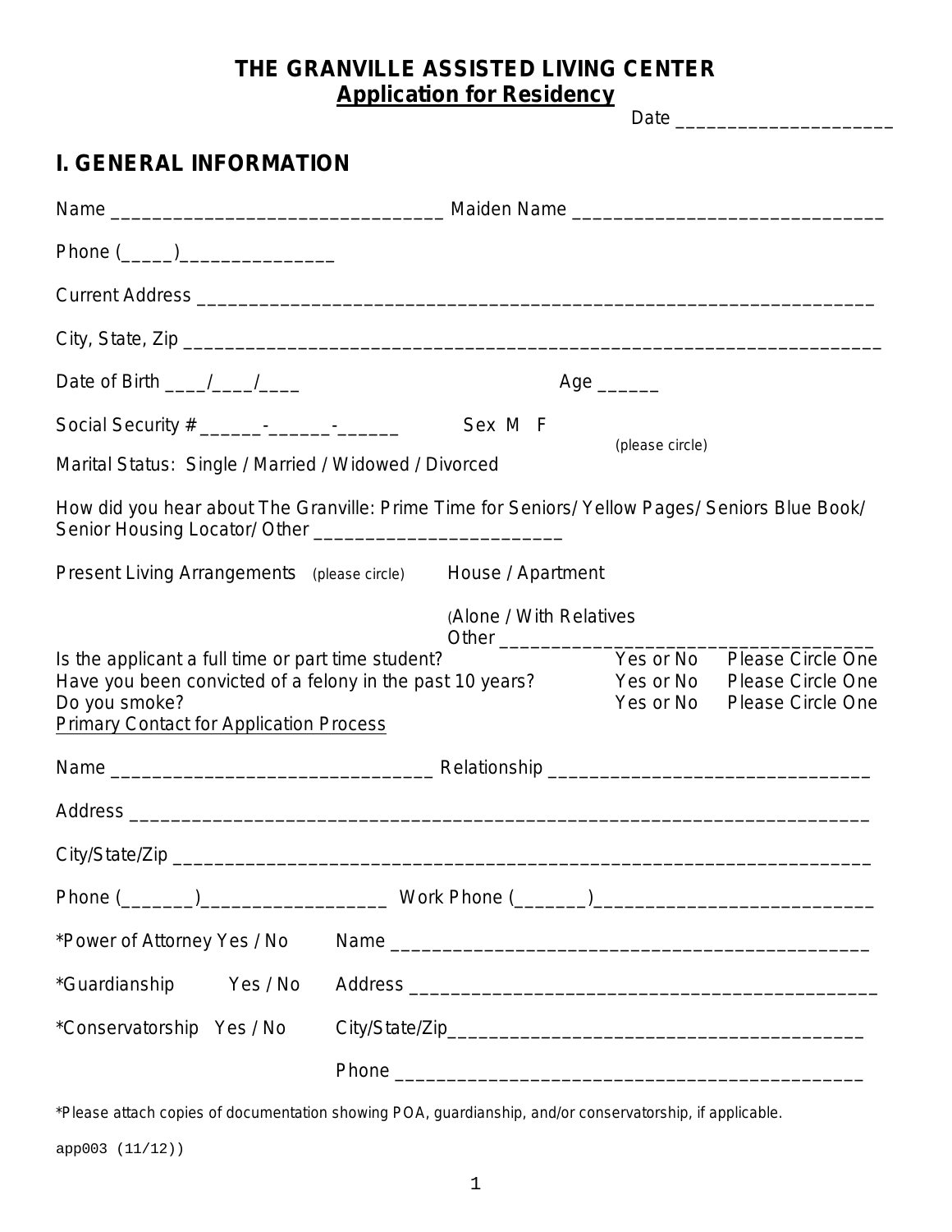# THE GRANVILLE ASSISTED LIVING CENTER

## Application for Residency

Date ____________________

## I. GENERAL INFORMATION

Name ________________________________ Maiden Name ______________________________

Phone (_____)_______________

Current Address ________________________________________________________________

City, State, Zip ________________________________________________________________

Date of Birth ____/____/____ Age ______

Social Security # ______-______-______ Sex M F (please circle)

Marital Status: Single / Married / Widowed / Divorced

How did you hear about The Granville: Prime Time for Seniors/ Yellow Pages/ Seniors Blue Book/ Senior Housing Locator/ Other ________________________

Present Living Arrangements (please circle) House / Apartment

(Alone / With Relatives
Other ____________________________________

Is the applicant a full time or part time student? Yes or No Please Circle One
Have you been convicted of a felony in the past 10 years? Yes or No Please Circle One
Do you smoke? Yes or No Please Circle One

Primary Contact for Application Process

Name _______________________________ Relationship _______________________________

Address _________________________________________________________________________

City/State/Zip ____________________________________________________________________

Phone (_______)__________________ Work Phone (_______)___________________________

*Power of Attorney Yes / No Name ______________________________________________

*Guardianship Yes / No Address ____________________________________________

*Conservatorship Yes / No City/State/Zip________________________________________

Phone _____________________________________________

*Please attach copies of documentation showing POA, guardianship, and/or conservatorship, if applicable.

app003 (11/12))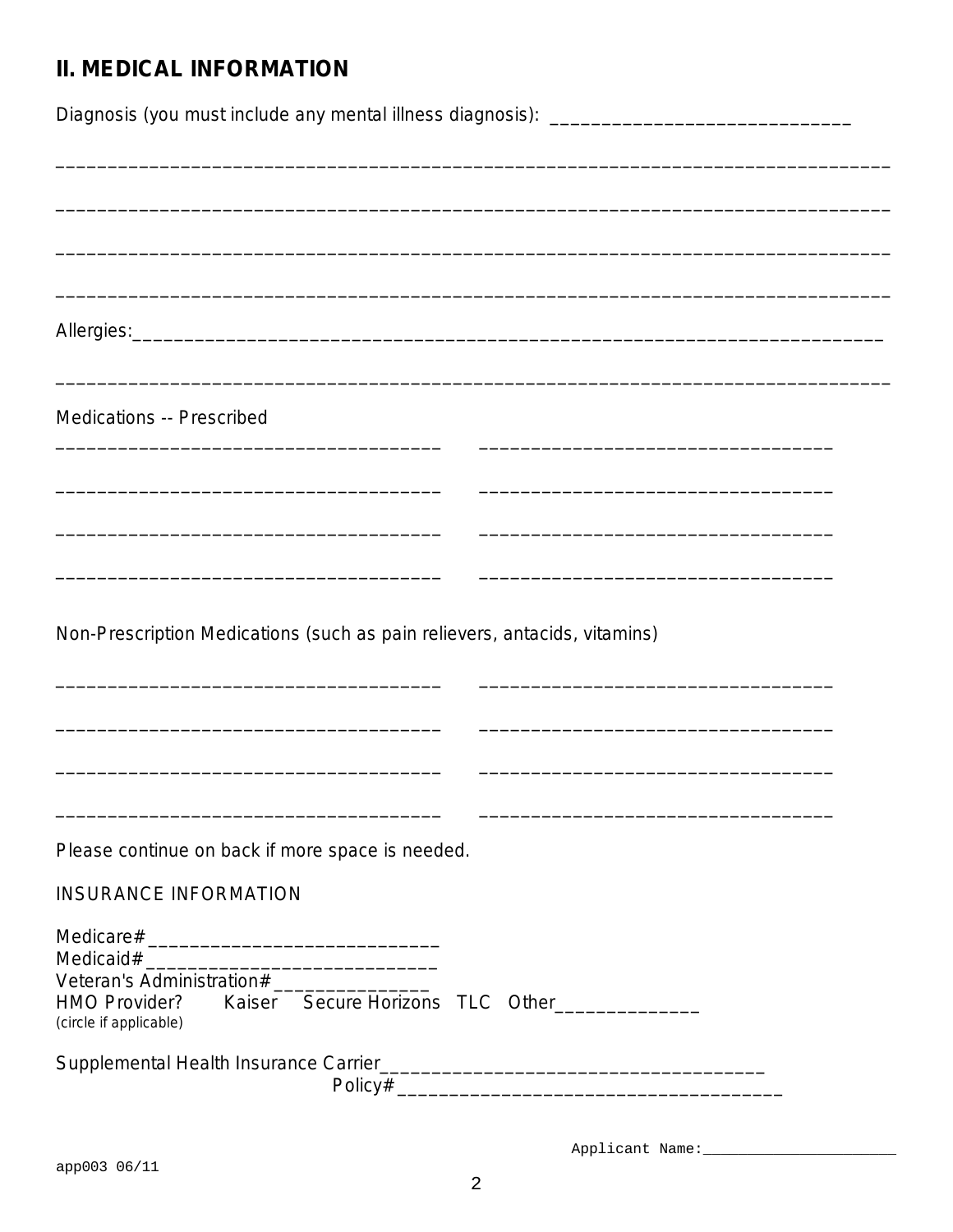## II. MEDICAL INFORMATION

Diagnosis (you must include any mental illness diagnosis): ______________________________

______________________________________________________________________________

______________________________________________________________________________

______________________________________________________________________________

______________________________________________________________________________

Allergies:_____________________________________________________________________

______________________________________________________________________________

Medications -- Prescribed

____________________________________ ____________________________________

____________________________________ ____________________________________

____________________________________ ____________________________________

____________________________________ ____________________________________

Non-Prescription Medications (such as pain relievers, antacids, vitamins)

____________________________________ ____________________________________

____________________________________ ____________________________________

____________________________________ ____________________________________

____________________________________ ____________________________________

Please continue on back if more space is needed.

INSURANCE INFORMATION

Medicare# ____________________________
Medicaid# ____________________________
Veteran's Administration# _______________
HMO Provider? Kaiser Secure Horizons TLC Other______________
(circle if applicable)

Supplemental Health Insurance Carrier____________________________________
Policy# ____________________________________

Applicant Name:______________________

app003 06/11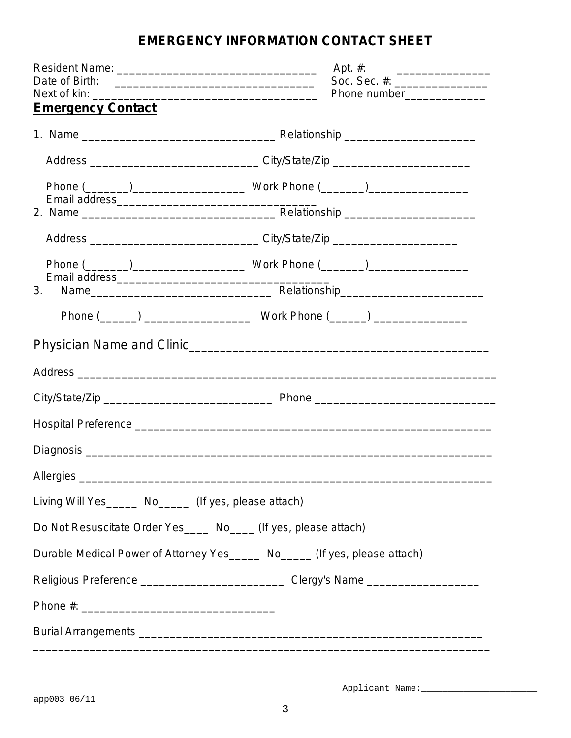# EMERGENCY INFORMATION CONTACT SHEET

Resident Name: _________________________________ Apt. #: _______________
Date of Birth: _________________________________ Soc. Sec. #: _______________
Next of kin: ____________________________________ Phone number_____________

**Emergency Contact**

1. Name _______________________________ Relationship _____________________

   Address ___________________________ City/State/Zip ______________________

   Phone (_______)__________________ Work Phone (_______)________________
   Email address_________________________________

2. Name _______________________________ Relationship _____________________

   Address ___________________________ City/State/Zip ____________________

   Phone (_______)__________________ Work Phone (_______)________________
   Email address__________________________________

3. Name____________________________ Relationship_______________________

   Phone (______) _________________ Work Phone (______) _______________

Physician Name and Clinic_______________________________________________

Address ____________________________________________________________________

City/State/Zip ___________________________ Phone ____________________________

Hospital Preference ________________________________________________________

Diagnosis __________________________________________________________________

Allergies __________________________________________________________________

Living Will Yes_____ No_____ (If yes, please attach)

Do Not Resuscitate Order Yes____ No____ (If yes, please attach)

Durable Medical Power of Attorney Yes_____ No_____ (If yes, please attach)

Religious Preference _______________________ Clergy's Name _________________

Phone #: ______________________________

Burial Arrangements ________________________________________________________
_____________________________________________________________________________

Applicant Name:______________________

app003 06/11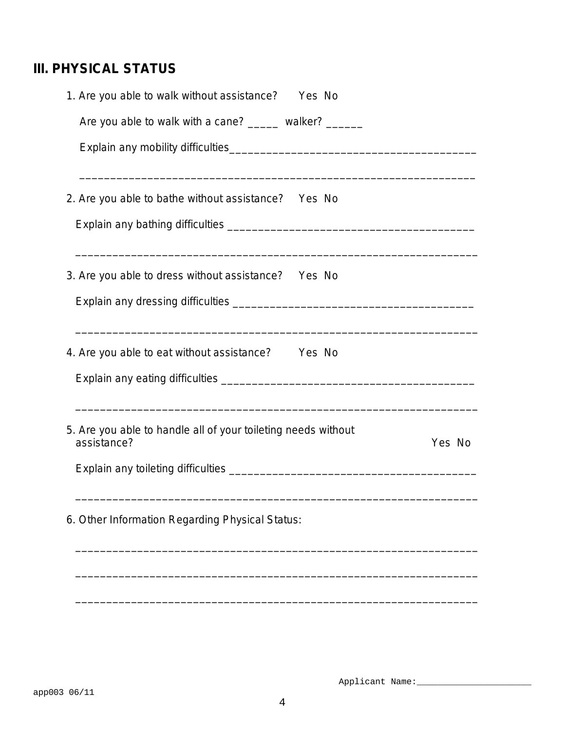## III. PHYSICAL STATUS

1. Are you able to walk without assistance? Yes No

   Are you able to walk with a cane? _____ walker? ______

   Explain any mobility difficulties______________________________________

   ________________________________________________________________

2. Are you able to bathe without assistance? Yes No

   Explain any bathing difficulties _______________________________________

   ________________________________________________________________

3. Are you able to dress without assistance? Yes No

   Explain any dressing difficulties ______________________________________

   ________________________________________________________________

4. Are you able to eat without assistance? Yes No

   Explain any eating difficulties _________________________________________

   ________________________________________________________________

5. Are you able to handle all of your toileting needs without assistance? Yes No

   Explain any toileting difficulties _______________________________________

   ________________________________________________________________

6. Other Information Regarding Physical Status:

   ________________________________________________________________

   ________________________________________________________________

   ________________________________________________________________

Applicant Name:______________________

app003 06/11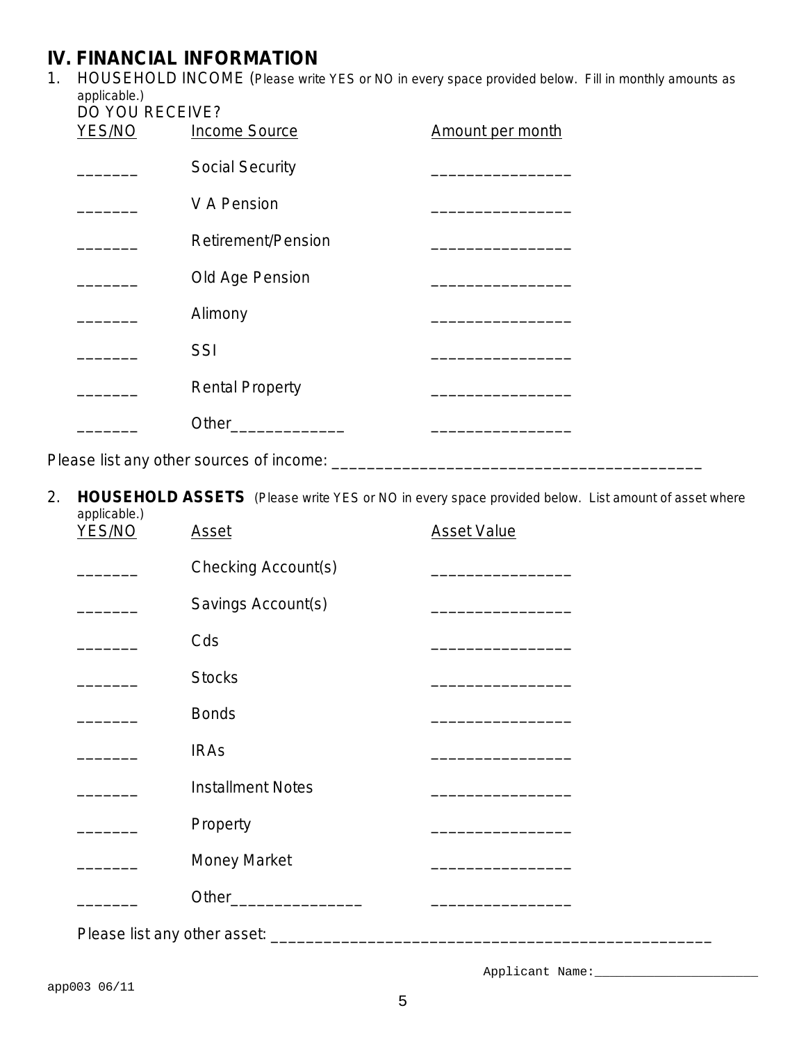## IV. FINANCIAL INFORMATION

1. HOUSEHOLD INCOME (Please write YES or NO in every space provided below. Fill in monthly amounts as applicable.)

DO YOU RECEIVE?

| YES/NO | Income Source | Amount per month |
|---|---|---|
| _______ | Social Security | _______________ |
| _______ | V A Pension | _______________ |
| _______ | Retirement/Pension | _______________ |
| _______ | Old Age Pension | _______________ |
| _______ | Alimony | _______________ |
| _______ | SSI | _______________ |
| _______ | Rental Property | _______________ |
| _______ | Other_____________ | _______________ |

Please list any other sources of income: ___________________________________________

2. **HOUSEHOLD ASSETS** (Please write YES or NO in every space provided below. List amount of asset where applicable.)

| YES/NO | Asset | Asset Value |
|---|---|---|
| _______ | Checking Account(s) | _______________ |
| _______ | Savings Account(s) | _______________ |
| _______ | Cds | _______________ |
| _______ | Stocks | _______________ |
| _______ | Bonds | _______________ |
| _______ | IRAs | _______________ |
| _______ | Installment Notes | _______________ |
| _______ | Property | _______________ |
| _______ | Money Market | _______________ |
| _______ | Other_______________ | _______________ |

Please list any other asset: ___________________________________________________

Applicant Name:______________________

app003 06/11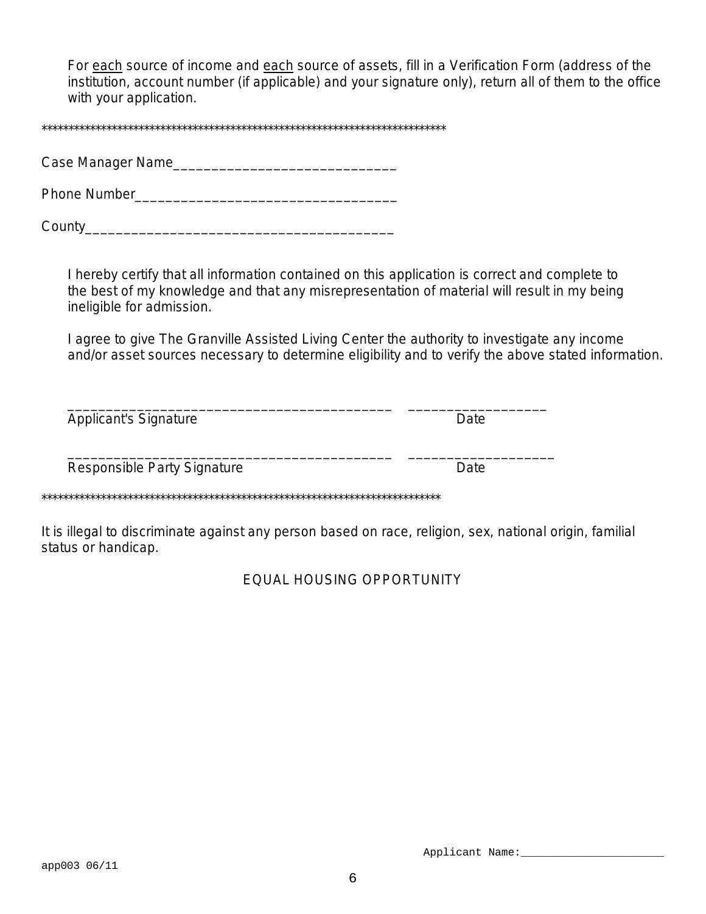For <u>each</u> source of income and <u>each</u> source of assets, fill in a Verification Form (address of the institution, account number (if applicable) and your signature only), return all of them to the office with your application.

******************************************************************************

Case Manager Name______________________________

Phone Number__________________________________

County_________________________________________

I hereby certify that all information contained on this application is correct and complete to the best of my knowledge and that any misrepresentation of material will result in my being ineligible for admission.

I agree to give The Granville Assisted Living Center the authority to investigate any income and/or asset sources necessary to determine eligibility and to verify the above stated information.

___________________________________________ ___________________
Applicant's Signature Date

___________________________________________ ____________________
Responsible Party Signature Date

******************************************************************************

It is illegal to discriminate against any person based on race, religion, sex, national origin, familial status or handicap.

EQUAL HOUSING OPPORTUNITY

Applicant Name:______________________

app003 06/11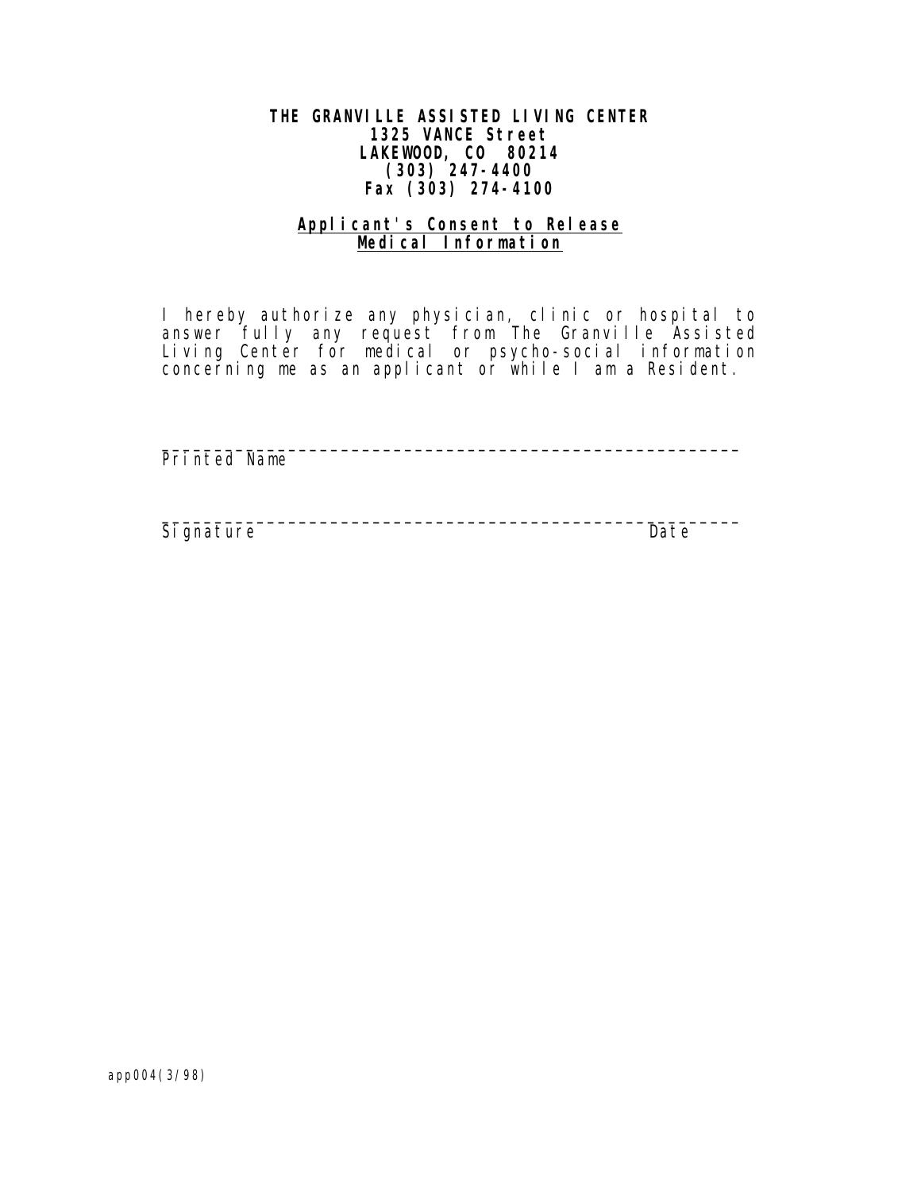**THE GRANVILLE ASSISTED LIVING CENTER**
**1325 VANCE Street**
**LAKEWOOD, CO 80214**
**(303) 247-4400**
**Fax (303) 274-4100**

## Applicant's Consent to Release Medical Information

I hereby authorize any physician, clinic or hospital to answer fully any request from The Granville Assisted Living Center for medical or psycho-social information concerning me as an applicant or while I am a Resident.

______________________________________________________
Printed Name

______________________________________________________
Signature                                                                                    Date

app004(3/98)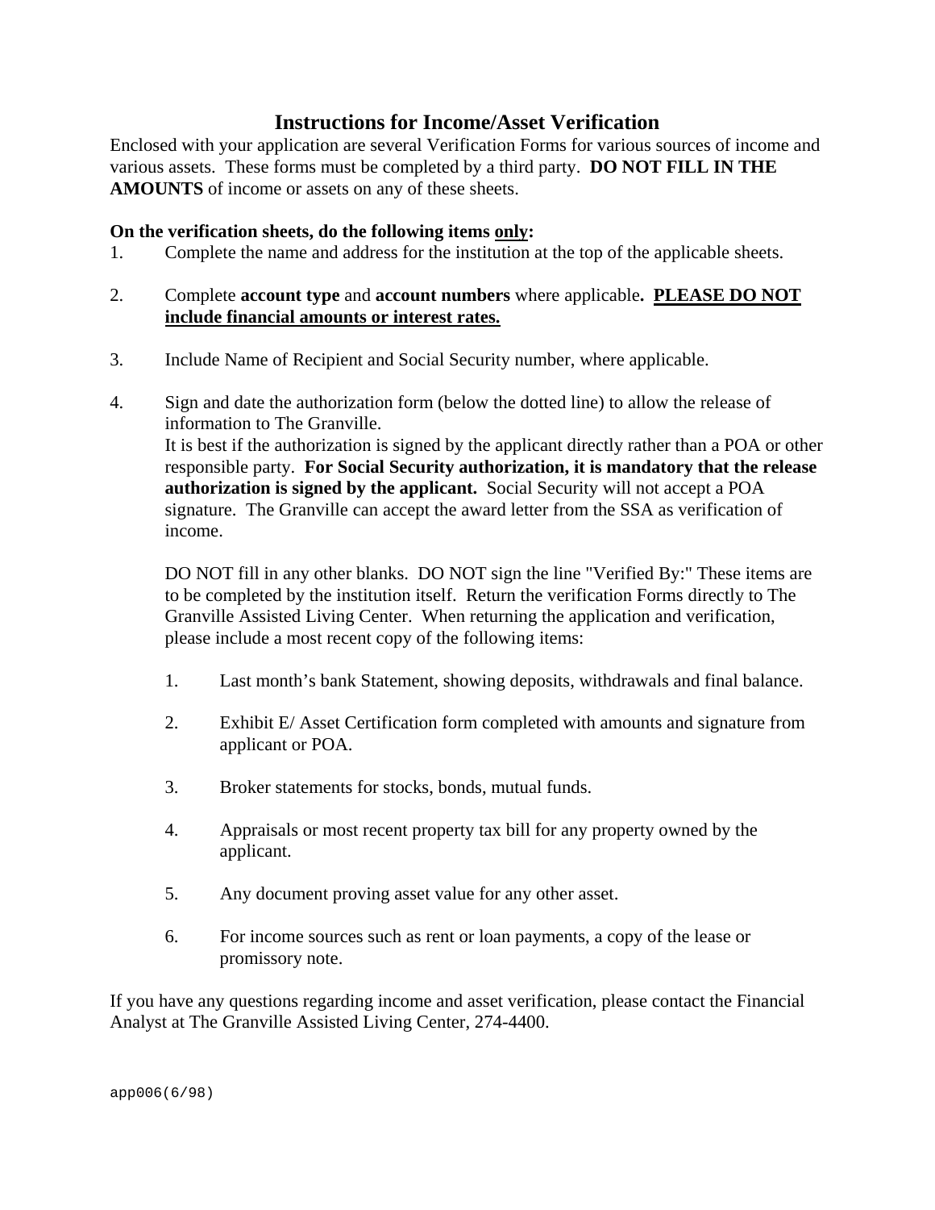# Instructions for Income/Asset Verification

Enclosed with your application are several Verification Forms for various sources of income and various assets. These forms must be completed by a third party. **DO NOT FILL IN THE AMOUNTS** of income or assets on any of these sheets.

**On the verification sheets, do the following items <u>only</u>:**

1. Complete the name and address for the institution at the top of the applicable sheets.

2. Complete **account type** and **account numbers** where applicable**. <u>PLEASE DO NOT include financial amounts or interest rates.</u>**

3. Include Name of Recipient and Social Security number, where applicable.

4. Sign and date the authorization form (below the dotted line) to allow the release of information to The Granville.
   It is best if the authorization is signed by the applicant directly rather than a POA or other responsible party. **For Social Security authorization, it is mandatory that the release authorization is signed by the applicant.** Social Security will not accept a POA signature. The Granville can accept the award letter from the SSA as verification of income.

   DO NOT fill in any other blanks. DO NOT sign the line "Verified By:" These items are to be completed by the institution itself. Return the verification Forms directly to The Granville Assisted Living Center. When returning the application and verification, please include a most recent copy of the following items:

   1. Last month's bank Statement, showing deposits, withdrawals and final balance.

   2. Exhibit E/ Asset Certification form completed with amounts and signature from applicant or POA.

   3. Broker statements for stocks, bonds, mutual funds.

   4. Appraisals or most recent property tax bill for any property owned by the applicant.

   5. Any document proving asset value for any other asset.

   6. For income sources such as rent or loan payments, a copy of the lease or promissory note.

If you have any questions regarding income and asset verification, please contact the Financial Analyst at The Granville Assisted Living Center, 274-4400.

app006(6/98)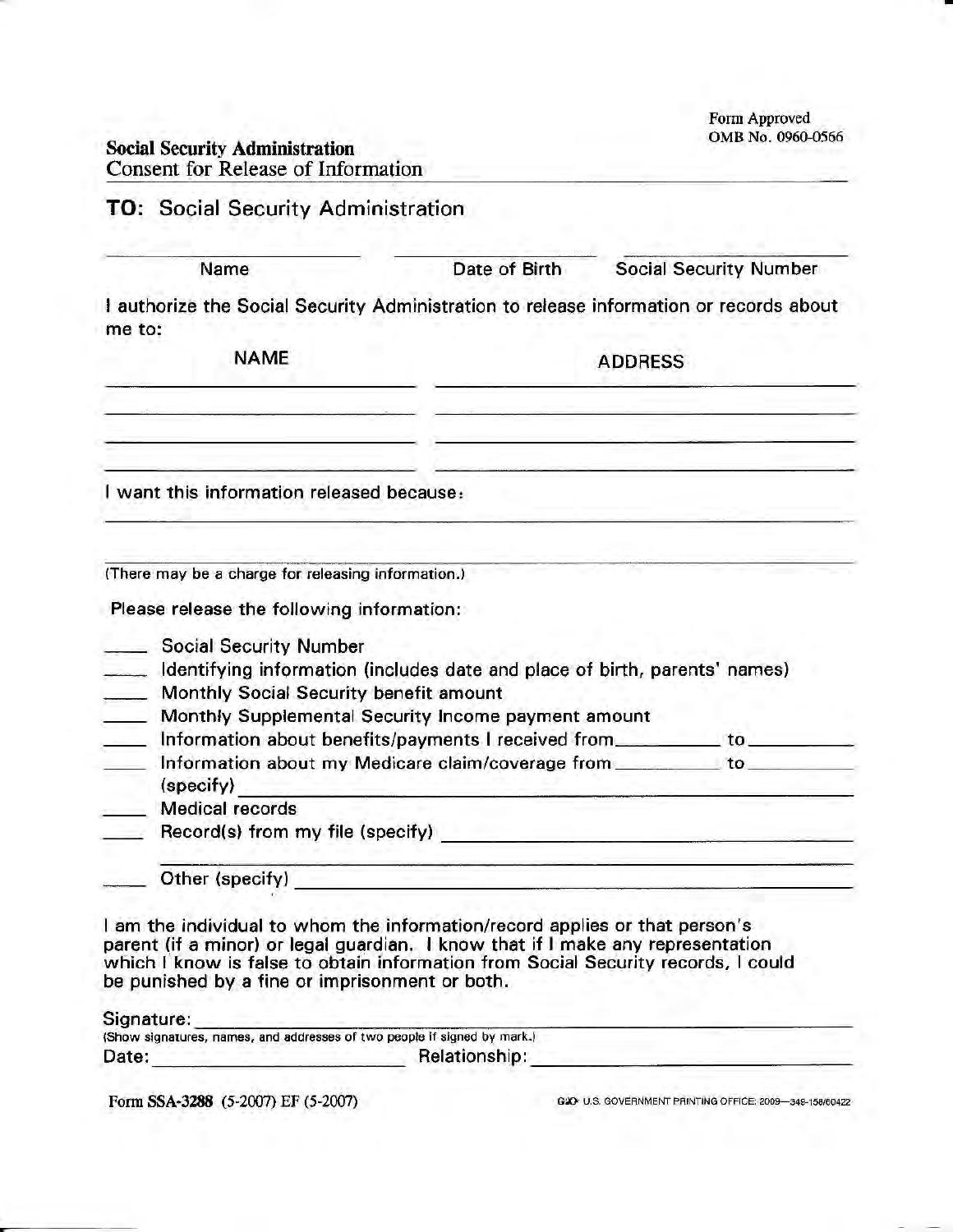Form Approved
OMB No. 0960-0566

**Social Security Administration**
Consent for Release of Information

## TO: Social Security Administration

| Name | Date of Birth | Social Security Number |
|---|---|---|
| | | |

I authorize the Social Security Administration to release information or records about me to:

| NAME | ADDRESS |
|---|---|
| | |
| | |
| | |
| | |

I want this information released because:

______________________________________________

______________________________________________

(There may be a charge for releasing information.)

Please release the following information:

- ____ Social Security Number
- ____ Identifying information (includes date and place of birth, parents' names)
- ____ Monthly Social Security benefit amount
- ____ Monthly Supplemental Security Income payment amount
- ____ Information about benefits/payments I received from ________ to ________
- ____ Information about my Medicare claim/coverage from ________ to ________ (specify) ________
- ____ Medical records
- ____ Record(s) from my file (specify) ________
- ____ Other (specify) ________

I am the individual to whom the information/record applies or that person's parent (if a minor) or legal guardian. I know that if I make any representation which I know is false to obtain information from Social Security records, I could be punished by a fine or imprisonment or both.

Signature: ________________________________
(Show signatures, names, and addresses of two people if signed by mark.)

Date: ________________ Relationship: ________________

Form SSA-3288 (5-2007) EF (5-2007)

U.S. GOVERNMENT PRINTING OFFICE: 2009—349-158/60422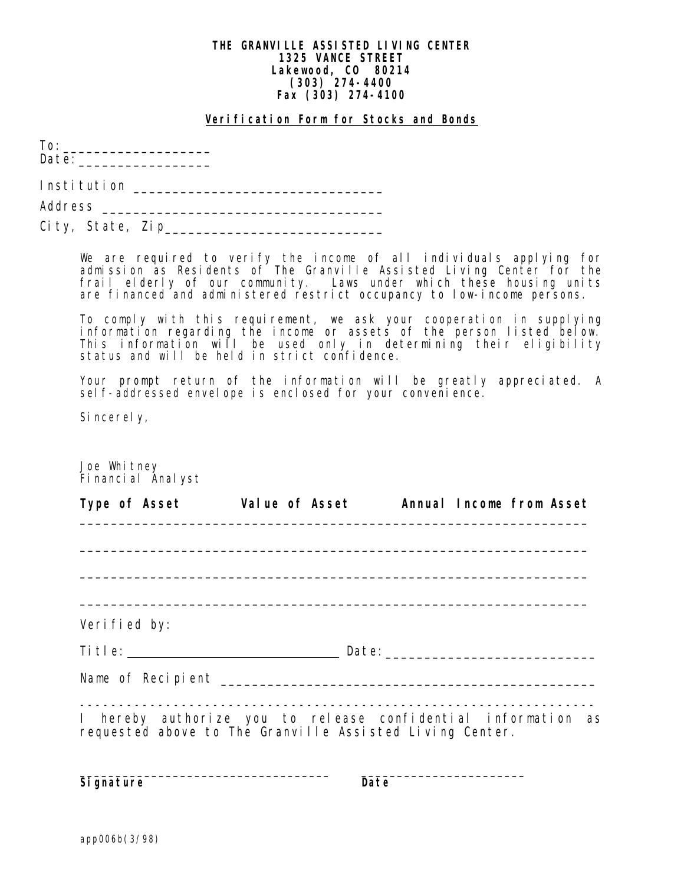**THE GRANVILLE ASSISTED LIVING CENTER**
**1325 VANCE STREET**
**Lakewood, CO 80214**
**(303) 274-4400**
**Fax (303) 274-4100**

## Verification Form for Stocks and Bonds

To: ____________________
Date: __________________

Institution ________________________________

Address ____________________________________

City, State, Zip____________________________

We are required to verify the income of all individuals applying for admission as Residents of The Granville Assisted Living Center for the frail elderly of our community. Laws under which these housing units are financed and administered restrict occupancy to low-income persons.

To comply with this requirement, we ask your cooperation in supplying information regarding the income or assets of the person listed below. This information will be used only in determining their eligibility status and will be held in strict confidence.

Your prompt return of the information will be greatly appreciated. A self-addressed envelope is enclosed for your convenience.

Sincerely,

Joe Whitney
Financial Analyst

| Type of Asset | Value of Asset | Annual Income from Asset |
|---|---|---|
| | | |
| | | |
| | | |
| | | |

Verified by:

Title: ______________________________ Date: ___________________________

Name of Recipient ______________________________________________

---

I hereby authorize you to release confidential information as requested above to The Granville Assisted Living Center.

____________________________________ ________________________
**Signature** **Date**

app006b(3/98)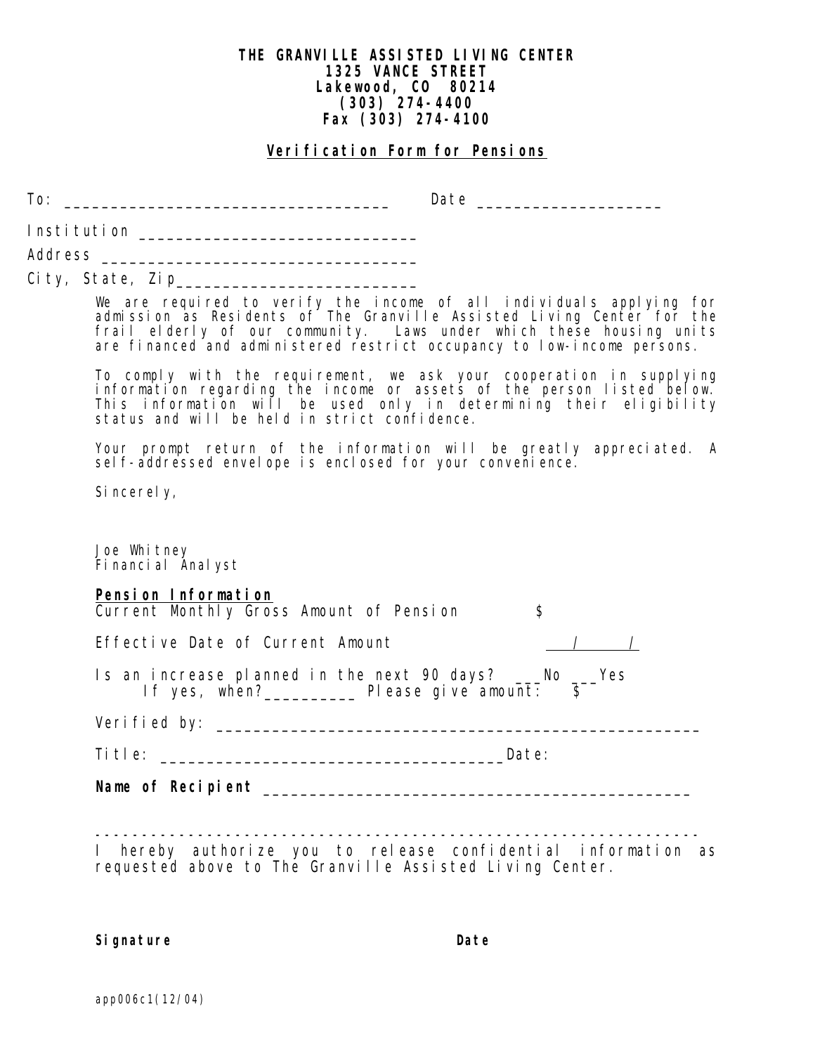**THE GRANVILLE ASSISTED LIVING CENTER**
**1325 VANCE STREET**
**Lakewood, CO 80214**
**(303) 274-4400**
**Fax (303) 274-4100**

## Verification Form for Pensions

To: ___________________________________ Date ____________________

Institution ______________________________

Address __________________________________

City, State, Zip__________________________

We are required to verify the income of all individuals applying for admission as Residents of The Granville Assisted Living Center for the frail elderly of our community. Laws under which these housing units are financed and administered restrict occupancy to low-income persons.

To comply with the requirement, we ask your cooperation in supplying information regarding the income or assets of the person listed below. This information will be used only in determining their eligibility status and will be held in strict confidence.

Your prompt return of the information will be greatly appreciated. A self-addressed envelope is enclosed for your convenience.

Sincerely,

Joe Whitney
Financial Analyst

**Pension Information**

Current Monthly Gross Amount of Pension $

Effective Date of Current Amount ___/___/___

Is an increase planned in the next 90 days? ___No ___Yes
If yes, when?__________ Please give amount: $

Verified by: ____________________________________________________

Title: _____________________________________Date:

**Name of Recipient** _____________________________________________

---

I hereby authorize you to release confidential information as requested above to The Granville Assisted Living Center.

**Signature** **Date**

app006c1(12/04)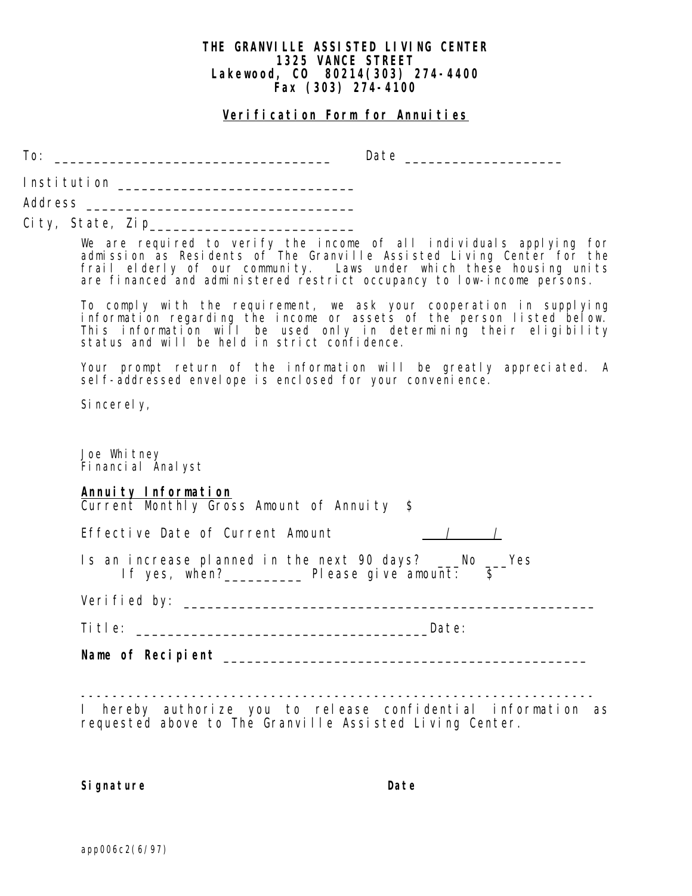**THE GRANVILLE ASSISTED LIVING CENTER**
**1325 VANCE STREET**
**Lakewood, CO 80214(303) 274-4400**
**Fax (303) 274-4100**

**Verification Form for Annuities**

To: _________________________________ Date ___________________

Institution _____________________________

Address _________________________________

City, State, Zip__________________________

We are required to verify the income of all individuals applying for admission as Residents of The Granville Assisted Living Center for the frail elderly of our community. Laws under which these housing units are financed and administered restrict occupancy to low-income persons.

To comply with the requirement, we ask your cooperation in supplying information regarding the income or assets of the person listed below. This information will be used only in determining their eligibility status and will be held in strict confidence.

Your prompt return of the information will be greatly appreciated. A self-addressed envelope is enclosed for your convenience.

Sincerely,

Joe Whitney
Financial Analyst

**Annuity Information**

Current Monthly Gross Amount of Annuity $

Effective Date of Current Amount ___/___/___

Is an increase planned in the next 90 days? ___No ___Yes
If yes, when?__________ Please give amount: $

Verified by: __________________________________________________

Title: ____________________________________Date:

**Name of Recipient** ____________________________________________

-------------------------------------------------------------------

I hereby authorize you to release confidential information as requested above to The Granville Assisted Living Center.

**Signature** **Date**

app006c2(6/97)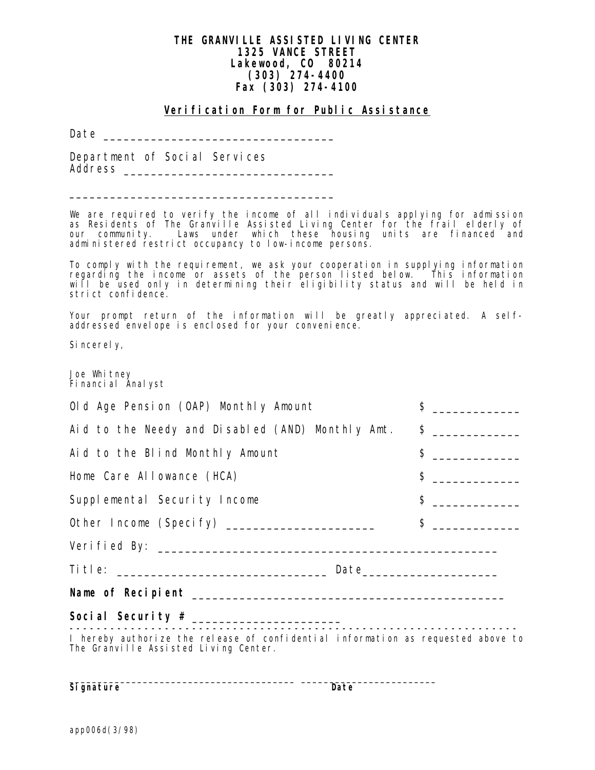**THE GRANVILLE ASSISTED LIVING CENTER**
**1325 VANCE STREET**
**Lakewood, CO 80214**
**(303) 274-4400**
**Fax (303) 274-4100**

**Verification Form for Public Assistance**

Date ________________________________

Department of Social Services
Address ______________________________

______________________________________

We are required to verify the income of all individuals applying for admission as Residents of The Granville Assisted Living Center for the frail elderly of our community. Laws under which these housing units are financed and administered restrict occupancy to low-income persons.

To comply with the requirement, we ask your cooperation in supplying information regarding the income or assets of the person listed below. This information will be used only in determining their eligibility status and will be held in strict confidence.

Your prompt return of the information will be greatly appreciated. A self-addressed envelope is enclosed for your convenience.

Sincerely,

Joe Whitney
Financial Analyst

Old Age Pension (OAP) Monthly Amount $ ____________

Aid to the Needy and Disabled (AND) Monthly Amt. $ ____________

Aid to the Blind Monthly Amount $ ____________

Home Care Allowance (HCA) $ ____________

Supplemental Security Income $ ____________

Other Income (Specify) ____________________ $ ____________

Verified By: ______________________________________________

Title: ______________________________ Date__________________

**Name of Recipient** ____________________________________________

**Social Security #** ____________________

---

I hereby authorize the release of confidential information as requested above to The Granville Assisted Living Center.

______________________________________ ________________________
**Signature** **Date**

app006d(3/98)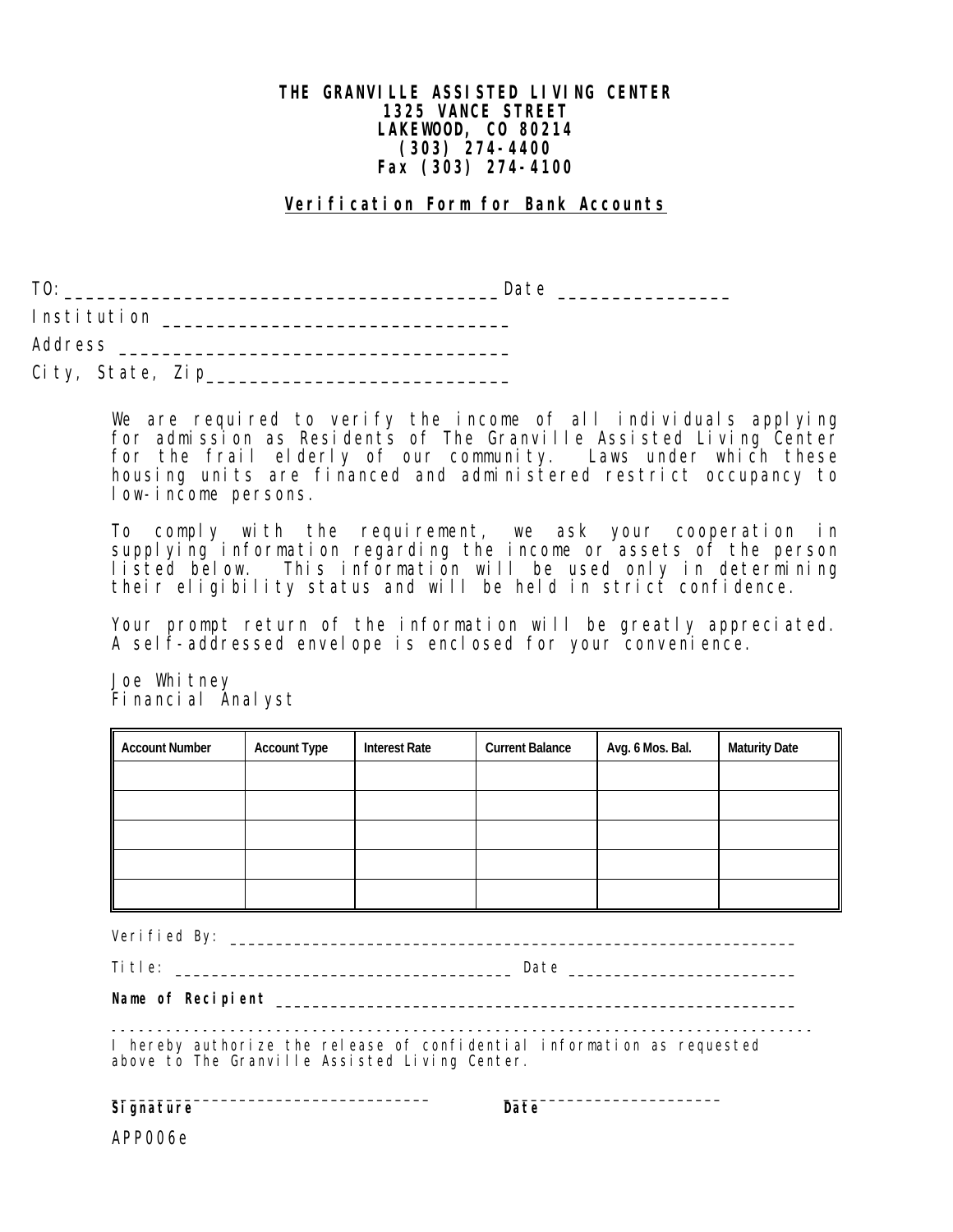**THE GRANVILLE ASSISTED LIVING CENTER**
**1325 VANCE STREET**
**LAKEWOOD, CO 80214**
**(303) 274-4400**
**Fax (303) 274-4100**

## Verification Form for Bank Accounts

TO: ________________________________________ Date ________________

Institution ________________________________

Address ____________________________________

City, State, Zip____________________________

We are required to verify the income of all individuals applying for admission as Residents of The Granville Assisted Living Center for the frail elderly of our community. Laws under which these housing units are financed and administered restrict occupancy to low-income persons.

To comply with the requirement, we ask your cooperation in supplying information regarding the income or assets of the person listed below. This information will be used only in determining their eligibility status and will be held in strict confidence.

Your prompt return of the information will be greatly appreciated. A self-addressed envelope is enclosed for your convenience.

Joe Whitney
Financial Analyst

| Account Number | Account Type | Interest Rate | Current Balance | Avg. 6 Mos. Bal. | Maturity Date |
|---|---|---|---|---|---|
| | | | | | |
| | | | | | |
| | | | | | |
| | | | | | |
| | | | | | |

Verified By: _______________________________________________________________

Title: ____________________________________ Date ________________________

**Name of Recipient** ______________________________________________________

---

I hereby authorize the release of confidential information as requested above to The Granville Assisted Living Center.

___________________________________ ________________________
**Signature** **Date**

APP006e